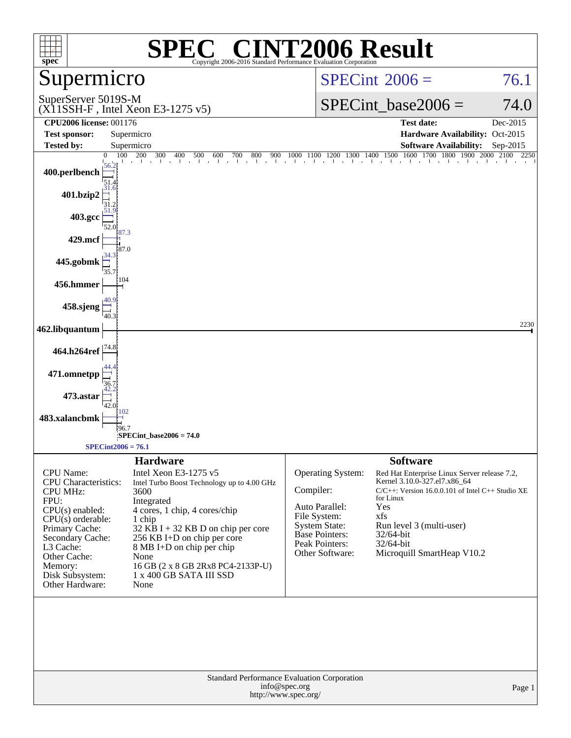# SPEC® CINT2006 Result

Copyright 2006-2016 Standard Performance Evaluation Corporation

## Supermicro

SuperServer 5019S-M
(X11SSH-F , Intel Xeon E3-1275 v5)

SPECint 2006 = 76.1

SPECint_base2006 = 74.0

| | | | |
|---|---|---|---|
| **CPU2006 license:** 001176 | | **Test date:** | Dec-2015 |
| **Test sponsor:** | Supermicro | **Hardware Availability:** | Oct-2015 |
| **Tested by:** | Supermicro | **Software Availability:** | Sep-2015 |

| Benchmark | Peak | Base |
|---|---|---|
| 400.perlbench | 56.2 | 51.4 |
| 401.bzip2 | 31.6 | 31.2 |
| 403.gcc | 51.9 | 52.0 |
| 429.mcf | 87.3 | 87.0 |
| 445.gobmk | 34.3 | 35.7 |
| 456.hmmer | 104 | 104 |
| 458.sjeng | 40.9 | 40.3 |
| 462.libquantum | 2230 | 2230 |
| 464.h264ref | 74.8 | 74.8 |
| 471.omnetpp | 44.4 | 36.7 |
| 473.astar | 42.2 | 42.0 |
| 483.xalancbmk | 102 | 96.7 |

SPECint_base2006 = 74.0

SPECint2006 = 76.1

## Hardware

| | |
|---|---|
| CPU Name: | Intel Xeon E3-1275 v5 |
| CPU Characteristics: | Intel Turbo Boost Technology up to 4.00 GHz |
| CPU MHz: | 3600 |
| FPU: | Integrated |
| CPU(s) enabled: | 4 cores, 1 chip, 4 cores/chip |
| CPU(s) orderable: | 1 chip |
| Primary Cache: | 32 KB I + 32 KB D on chip per core |
| Secondary Cache: | 256 KB I+D on chip per core |
| L3 Cache: | 8 MB I+D on chip per chip |
| Other Cache: | None |
| Memory: | 16 GB (2 x 8 GB 2Rx8 PC4-2133P-U) |
| Disk Subsystem: | 1 x 400 GB SATA III SSD |
| Other Hardware: | None |

## Software

| | |
|---|---|
| Operating System: | Red Hat Enterprise Linux Server release 7.2, Kernel 3.10.0-327.el7.x86_64 |
| Compiler: | C/C++: Version 16.0.0.101 of Intel C++ Studio XE for Linux |
| Auto Parallel: | Yes |
| File System: | xfs |
| System State: | Run level 3 (multi-user) |
| Base Pointers: | 32/64-bit |
| Peak Pointers: | 32/64-bit |
| Other Software: | Microquill SmartHeap V10.2 |

Standard Performance Evaluation Corporation
info@spec.org
http://www.spec.org/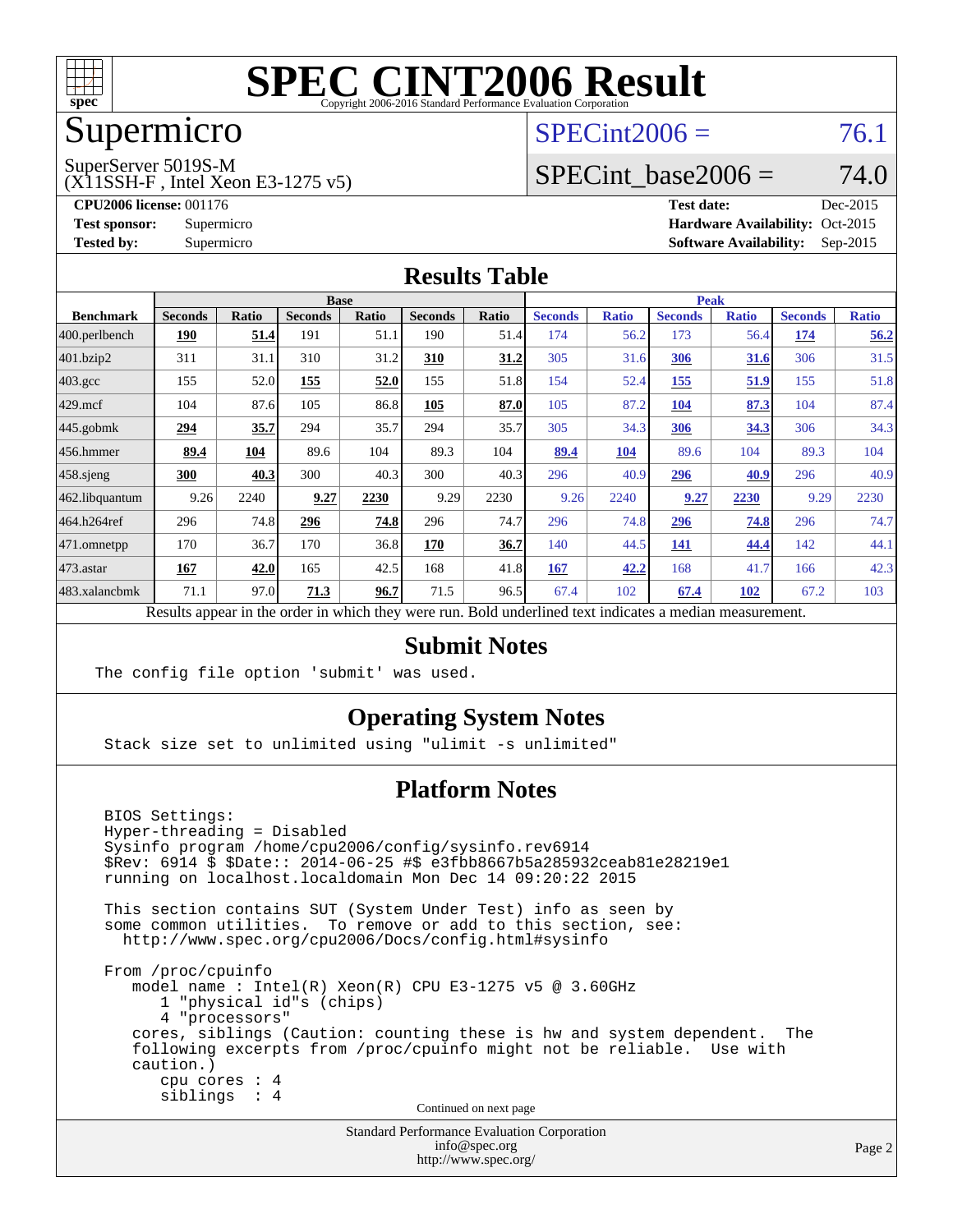# SPEC CINT2006 Result

Copyright 2006-2016 Standard Performance Evaluation Corporation

## Supermicro

SuperServer 5019S-M
(X11SSH-F , Intel Xeon E3-1275 v5)

SPECint2006 = 76.1

SPECint_base2006 = 74.0

**CPU2006 license:** 001176
**Test sponsor:** Supermicro
**Tested by:** Supermicro

**Test date:** Dec-2015
**Hardware Availability:** Oct-2015
**Software Availability:** Sep-2015

### Results Table

| Benchmark | Base | | | | | | Peak | | | | | |
|---|---|---|---|---|---|---|---|---|---|---|---|---|
| | Seconds | Ratio | Seconds | Ratio | Seconds | Ratio | Seconds | Ratio | Seconds | Ratio | Seconds | Ratio |
| 400.perlbench | **190** | **51.4** | 191 | 51.1 | 190 | 51.4 | 174 | 56.2 | 173 | 56.4 | **174** | **56.2** |
| 401.bzip2 | 311 | 31.1 | 310 | 31.2 | **310** | **31.2** | 305 | 31.6 | **306** | **31.6** | 306 | 31.5 |
| 403.gcc | 155 | 52.0 | **155** | **52.0** | 155 | 51.8 | 154 | 52.4 | **155** | **51.9** | 155 | 51.8 |
| 429.mcf | 104 | 87.6 | 105 | 86.8 | **105** | **87.0** | 105 | 87.2 | **104** | **87.3** | 104 | 87.4 |
| 445.gobmk | **294** | **35.7** | 294 | 35.7 | 294 | 35.7 | 305 | 34.3 | **306** | **34.3** | 306 | 34.3 |
| 456.hmmer | **89.4** | **104** | 89.6 | 104 | 89.3 | 104 | **89.4** | **104** | 89.6 | 104 | 89.3 | 104 |
| 458.sjeng | **300** | **40.3** | 300 | 40.3 | 300 | 40.3 | 296 | 40.9 | **296** | **40.9** | 296 | 40.9 |
| 462.libquantum | 9.26 | 2240 | **9.27** | **2230** | 9.29 | 2230 | 9.26 | 2240 | **9.27** | **2230** | 9.29 | 2230 |
| 464.h264ref | 296 | 74.8 | **296** | **74.8** | 296 | 74.7 | 296 | 74.8 | **296** | **74.8** | 296 | 74.7 |
| 471.omnetpp | 170 | 36.7 | 170 | 36.8 | **170** | **36.7** | 140 | 44.5 | **141** | **44.4** | 142 | 44.1 |
| 473.astar | **167** | **42.0** | 165 | 42.5 | 168 | 41.8 | **167** | **42.2** | 168 | 41.7 | 166 | 42.3 |
| 483.xalancbmk | 71.1 | 97.0 | **71.3** | **96.7** | 71.5 | 96.5 | 67.4 | 102 | **67.4** | **102** | 67.2 | 103 |

Results appear in the order in which they were run. Bold underlined text indicates a median measurement.

### Submit Notes

```
The config file option 'submit' was used.
```

### Operating System Notes

```
Stack size set to unlimited using "ulimit -s unlimited"
```

### Platform Notes

```
BIOS Settings:
Hyper-threading = Disabled
Sysinfo program /home/cpu2006/config/sysinfo.rev6914
$Rev: 6914 $ $Date:: 2014-06-25 #$ e3fbb8667b5a285932ceab81e28219e1
running on localhost.localdomain Mon Dec 14 09:20:22 2015

This section contains SUT (System Under Test) info as seen by
some common utilities.  To remove or add to this section, see:
  http://www.spec.org/cpu2006/Docs/config.html#sysinfo

From /proc/cpuinfo
   model name : Intel(R) Xeon(R) CPU E3-1275 v5 @ 3.60GHz
      1 "physical id"s (chips)
      4 "processors"
   cores, siblings (Caution: counting these is hw and system dependent.  The
   following excerpts from /proc/cpuinfo might not be reliable.  Use with
   caution.)
      cpu cores : 4
      siblings  : 4
```

Continued on next page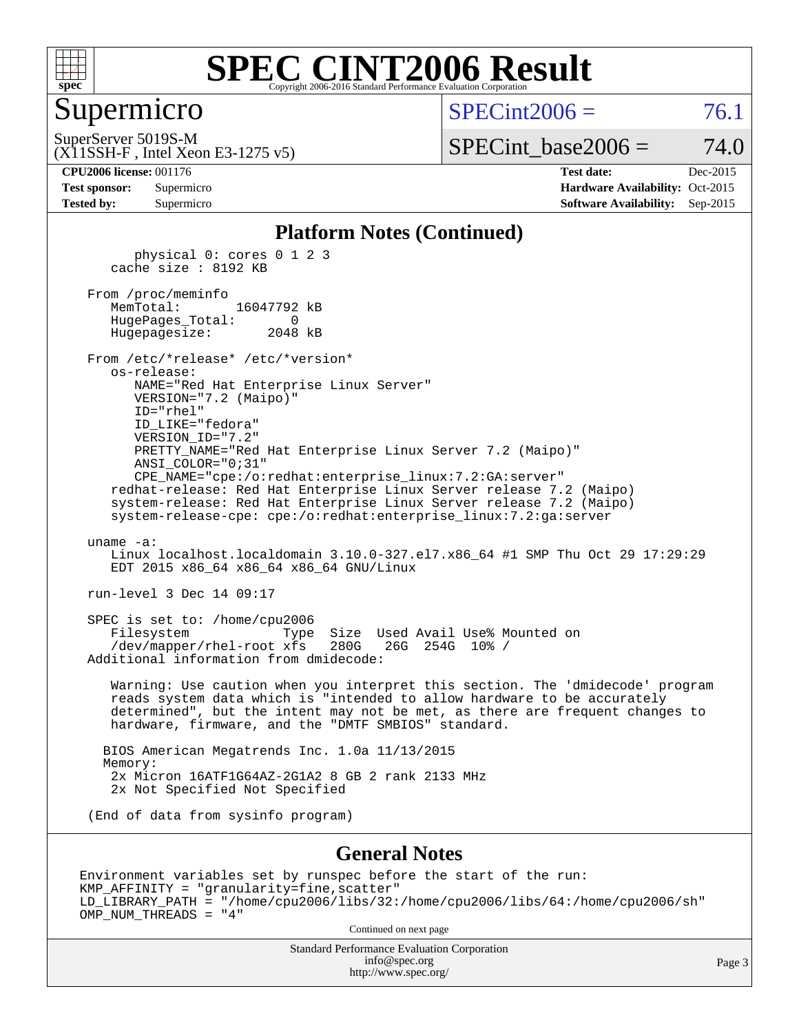# SPEC CINT2006 Result

Copyright 2006-2016 Standard Performance Evaluation Corporation

## Supermicro

SuperServer 5019S-M
(X11SSH-F , Intel Xeon E3-1275 v5)

SPECint2006 = 76.1

SPECint_base2006 = 74.0

**CPU2006 license:** 001176
**Test sponsor:** Supermicro
**Tested by:** Supermicro

**Test date:** Dec-2015
**Hardware Availability:** Oct-2015
**Software Availability:** Sep-2015

### Platform Notes (Continued)

```
        physical 0: cores 0 1 2 3
     cache size : 8192 KB

   From /proc/meminfo
      MemTotal:       16047792 kB
      HugePages_Total:       0
      Hugepagesize:       2048 kB

   From /etc/*release* /etc/*version*
      os-release:
         NAME="Red Hat Enterprise Linux Server"
         VERSION="7.2 (Maipo)"
         ID="rhel"
         ID_LIKE="fedora"
         VERSION_ID="7.2"
         PRETTY_NAME="Red Hat Enterprise Linux Server 7.2 (Maipo)"
         ANSI_COLOR="0;31"
         CPE_NAME="cpe:/o:redhat:enterprise_linux:7.2:GA:server"
      redhat-release: Red Hat Enterprise Linux Server release 7.2 (Maipo)
      system-release: Red Hat Enterprise Linux Server release 7.2 (Maipo)
      system-release-cpe: cpe:/o:redhat:enterprise_linux:7.2:ga:server

   uname -a:
      Linux localhost.localdomain 3.10.0-327.el7.x86_64 #1 SMP Thu Oct 29 17:29:29
      EDT 2015 x86_64 x86_64 x86_64 GNU/Linux

   run-level 3 Dec 14 09:17

   SPEC is set to: /home/cpu2006
      Filesystem             Type  Size  Used Avail Use% Mounted on
      /dev/mapper/rhel-root xfs   280G   26G  254G  10% /
   Additional information from dmidecode:

      Warning: Use caution when you interpret this section. The 'dmidecode' program
      reads system data which is "intended to allow hardware to be accurately
      determined", but the intent may not be met, as there are frequent changes to
      hardware, firmware, and the "DMTF SMBIOS" standard.

     BIOS American Megatrends Inc. 1.0a 11/13/2015
     Memory:
      2x Micron 16ATF1G64AZ-2G1A2 8 GB 2 rank 2133 MHz
      2x Not Specified Not Specified

   (End of data from sysinfo program)
```

### General Notes

```
Environment variables set by runspec before the start of the run:
KMP_AFFINITY = "granularity=fine,scatter"
LD_LIBRARY_PATH = "/home/cpu2006/libs/32:/home/cpu2006/libs/64:/home/cpu2006/sh"
OMP_NUM_THREADS = "4"
```

Continued on next page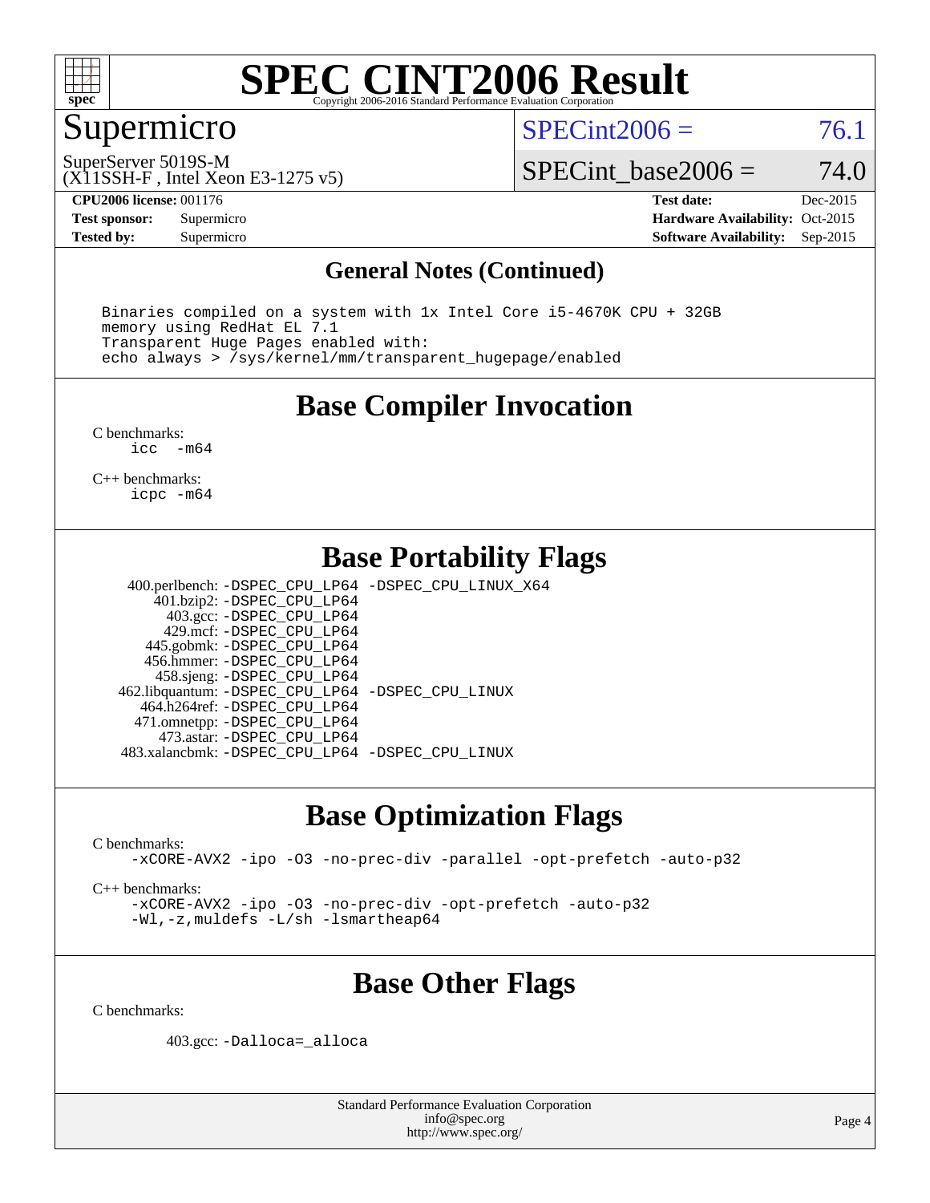# SPEC CINT2006 Result

## Supermicro

SuperServer 5019S-M
(X11SSH-F , Intel Xeon E3-1275 v5)

SPECint2006 = 76.1

SPECint_base2006 = 74.0

**CPU2006 license:** 001176
**Test sponsor:** Supermicro
**Tested by:** Supermicro

**Test date:** Dec-2015
**Hardware Availability:** Oct-2015
**Software Availability:** Sep-2015

### General Notes (Continued)

```
Binaries compiled on a system with 1x Intel Core i5-4670K CPU + 32GB
memory using RedHat EL 7.1
Transparent Huge Pages enabled with:
echo always > /sys/kernel/mm/transparent_hugepage/enabled
```

## Base Compiler Invocation

C benchmarks:
`icc -m64`

C++ benchmarks:
`icpc -m64`

## Base Portability Flags

400.perlbench: -DSPEC_CPU_LP64 -DSPEC_CPU_LINUX_X64
401.bzip2: -DSPEC_CPU_LP64
403.gcc: -DSPEC_CPU_LP64
429.mcf: -DSPEC_CPU_LP64
445.gobmk: -DSPEC_CPU_LP64
456.hmmer: -DSPEC_CPU_LP64
458.sjeng: -DSPEC_CPU_LP64
462.libquantum: -DSPEC_CPU_LP64 -DSPEC_CPU_LINUX
464.h264ref: -DSPEC_CPU_LP64
471.omnetpp: -DSPEC_CPU_LP64
473.astar: -DSPEC_CPU_LP64
483.xalancbmk: -DSPEC_CPU_LP64 -DSPEC_CPU_LINUX

## Base Optimization Flags

C benchmarks:
`-xCORE-AVX2 -ipo -O3 -no-prec-div -parallel -opt-prefetch -auto-p32`

C++ benchmarks:
`-xCORE-AVX2 -ipo -O3 -no-prec-div -opt-prefetch -auto-p32`
`-Wl,-z,muldefs -L/sh -lsmartheap64`

## Base Other Flags

C benchmarks:

403.gcc: -Dalloca=_alloca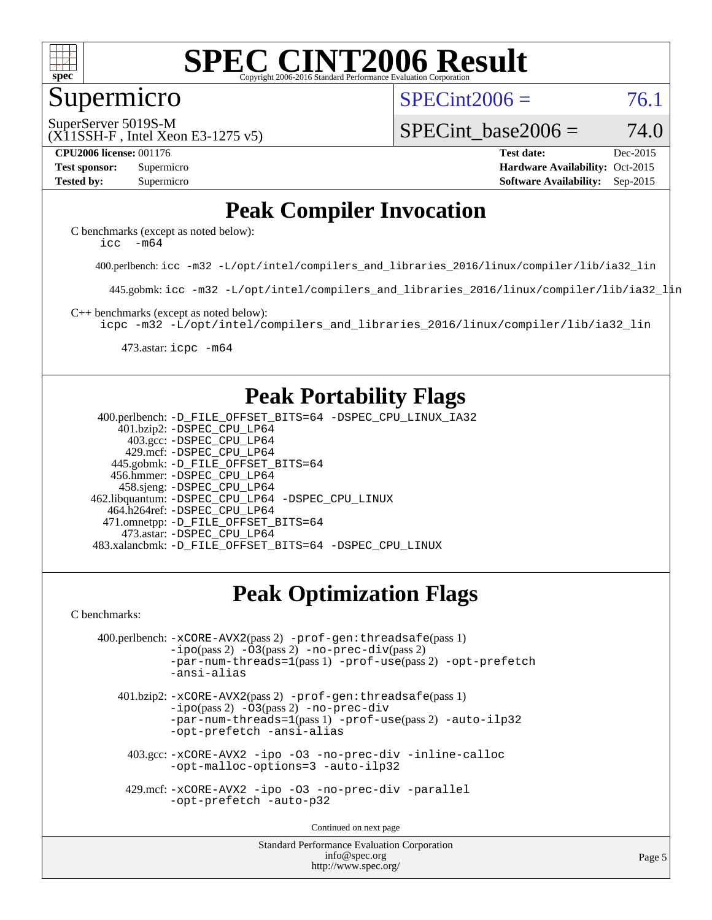# SPEC CINT2006 Result

Copyright 2006-2016 Standard Performance Evaluation Corporation

## Supermicro

SuperServer 5019S-M
(X11SSH-F , Intel Xeon E3-1275 v5)

SPECint2006 = 76.1

SPECint_base2006 = 74.0

| | | | |
|---|---|---|---|
| **CPU2006 license:** 001176 | | **Test date:** | Dec-2015 |
| **Test sponsor:** | Supermicro | **Hardware Availability:** | Oct-2015 |
| **Tested by:** | Supermicro | **Software Availability:** | Sep-2015 |

## Peak Compiler Invocation

C benchmarks (except as noted below):
`icc -m64`

400.perlbench: `icc -m32 -L/opt/intel/compilers_and_libraries_2016/linux/compiler/lib/ia32_lin`

445.gobmk: `icc -m32 -L/opt/intel/compilers_and_libraries_2016/linux/compiler/lib/ia32_lin`

C++ benchmarks (except as noted below):
`icpc -m32 -L/opt/intel/compilers_and_libraries_2016/linux/compiler/lib/ia32_lin`

473.astar: `icpc -m64`

## Peak Portability Flags

400.perlbench: `-D_FILE_OFFSET_BITS=64 -DSPEC_CPU_LINUX_IA32`
401.bzip2: `-DSPEC_CPU_LP64`
403.gcc: `-DSPEC_CPU_LP64`
429.mcf: `-DSPEC_CPU_LP64`
445.gobmk: `-D_FILE_OFFSET_BITS=64`
456.hmmer: `-DSPEC_CPU_LP64`
458.sjeng: `-DSPEC_CPU_LP64`
462.libquantum: `-DSPEC_CPU_LP64 -DSPEC_CPU_LINUX`
464.h264ref: `-DSPEC_CPU_LP64`
471.omnetpp: `-D_FILE_OFFSET_BITS=64`
473.astar: `-DSPEC_CPU_LP64`
483.xalancbmk: `-D_FILE_OFFSET_BITS=64 -DSPEC_CPU_LINUX`

## Peak Optimization Flags

C benchmarks:

400.perlbench: `-xCORE-AVX2`(pass 2) `-prof-gen:threadsafe`(pass 1) `-ipo`(pass 2) `-O3`(pass 2) `-no-prec-div`(pass 2) `-par-num-threads=1`(pass 1) `-prof-use`(pass 2) `-opt-prefetch` `-ansi-alias`

401.bzip2: `-xCORE-AVX2`(pass 2) `-prof-gen:threadsafe`(pass 1) `-ipo`(pass 2) `-O3`(pass 2) `-no-prec-div` `-par-num-threads=1`(pass 1) `-prof-use`(pass 2) `-auto-ilp32` `-opt-prefetch -ansi-alias`

403.gcc: `-xCORE-AVX2 -ipo -O3 -no-prec-div -inline-calloc -opt-malloc-options=3 -auto-ilp32`

429.mcf: `-xCORE-AVX2 -ipo -O3 -no-prec-div -parallel -opt-prefetch -auto-p32`

Continued on next page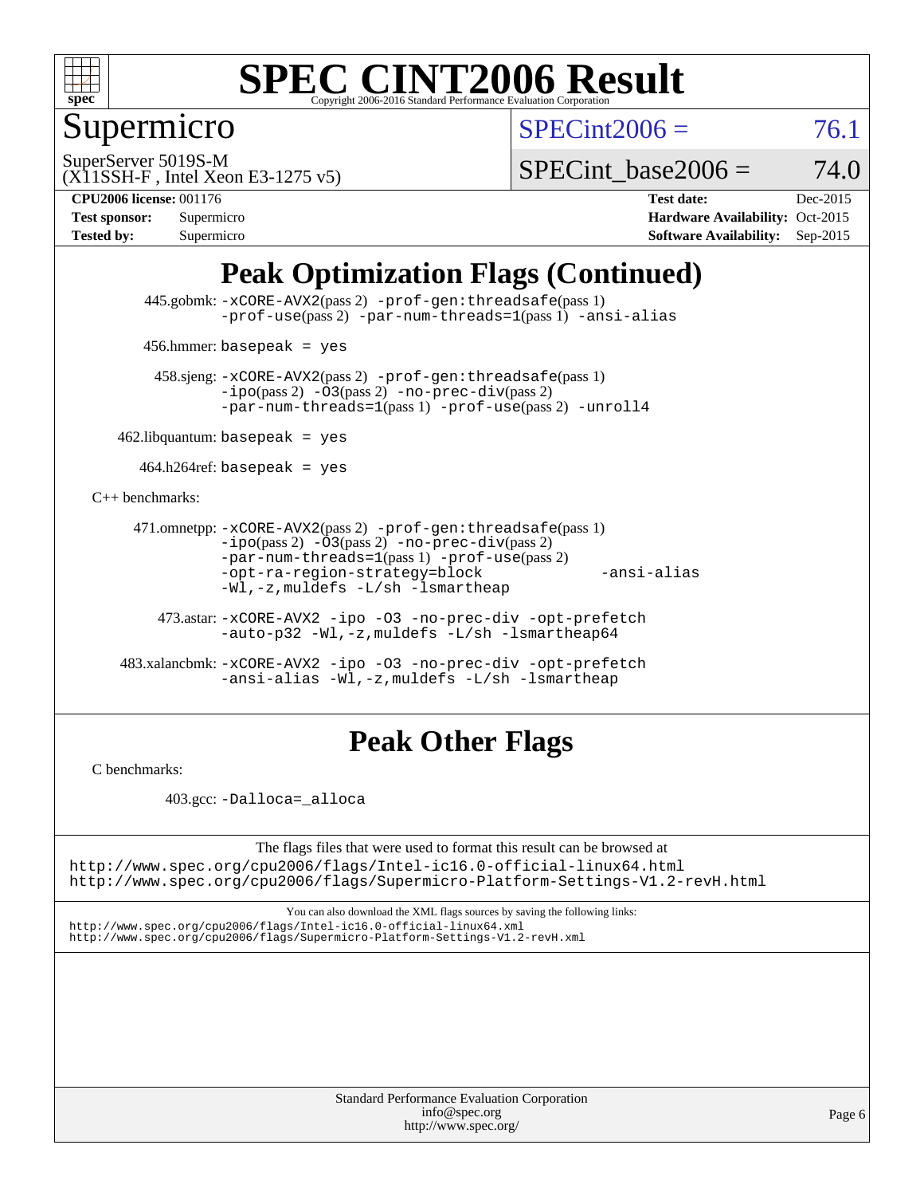# SPEC CINT2006 Result

Copyright 2006-2016 Standard Performance Evaluation Corporation

## Supermicro

SuperServer 5019S-M
(X11SSH-F , Intel Xeon E3-1275 v5)

SPECint2006 = 76.1

SPECint_base2006 = 74.0

**CPU2006 license:** 001176
**Test sponsor:** Supermicro
**Tested by:** Supermicro

**Test date:** Dec-2015
**Hardware Availability:** Oct-2015
**Software Availability:** Sep-2015

## Peak Optimization Flags (Continued)

445.gobmk: -xCORE-AVX2(pass 2) -prof-gen:threadsafe(pass 1) -prof-use(pass 2) -par-num-threads=1(pass 1) -ansi-alias

456.hmmer: basepeak = yes

458.sjeng: -xCORE-AVX2(pass 2) -prof-gen:threadsafe(pass 1) -ipo(pass 2) -O3(pass 2) -no-prec-div(pass 2) -par-num-threads=1(pass 1) -prof-use(pass 2) -unroll4

462.libquantum: basepeak = yes

464.h264ref: basepeak = yes

C++ benchmarks:

471.omnetpp: -xCORE-AVX2(pass 2) -prof-gen:threadsafe(pass 1) -ipo(pass 2) -O3(pass 2) -no-prec-div(pass 2) -par-num-threads=1(pass 1) -prof-use(pass 2) -opt-ra-region-strategy=block -ansi-alias -Wl,-z,muldefs -L/sh -lsmartheap

473.astar: -xCORE-AVX2 -ipo -O3 -no-prec-div -opt-prefetch -auto-p32 -Wl,-z,muldefs -L/sh -lsmartheap64

483.xalancbmk: -xCORE-AVX2 -ipo -O3 -no-prec-div -opt-prefetch -ansi-alias -Wl,-z,muldefs -L/sh -lsmartheap

## Peak Other Flags

C benchmarks:

403.gcc: -Dalloca=_alloca

The flags files that were used to format this result can be browsed at
http://www.spec.org/cpu2006/flags/Intel-ic16.0-official-linux64.html
http://www.spec.org/cpu2006/flags/Supermicro-Platform-Settings-V1.2-revH.html

You can also download the XML flags sources by saving the following links:
http://www.spec.org/cpu2006/flags/Intel-ic16.0-official-linux64.xml
http://www.spec.org/cpu2006/flags/Supermicro-Platform-Settings-V1.2-revH.xml

Standard Performance Evaluation Corporation
info@spec.org
http://www.spec.org/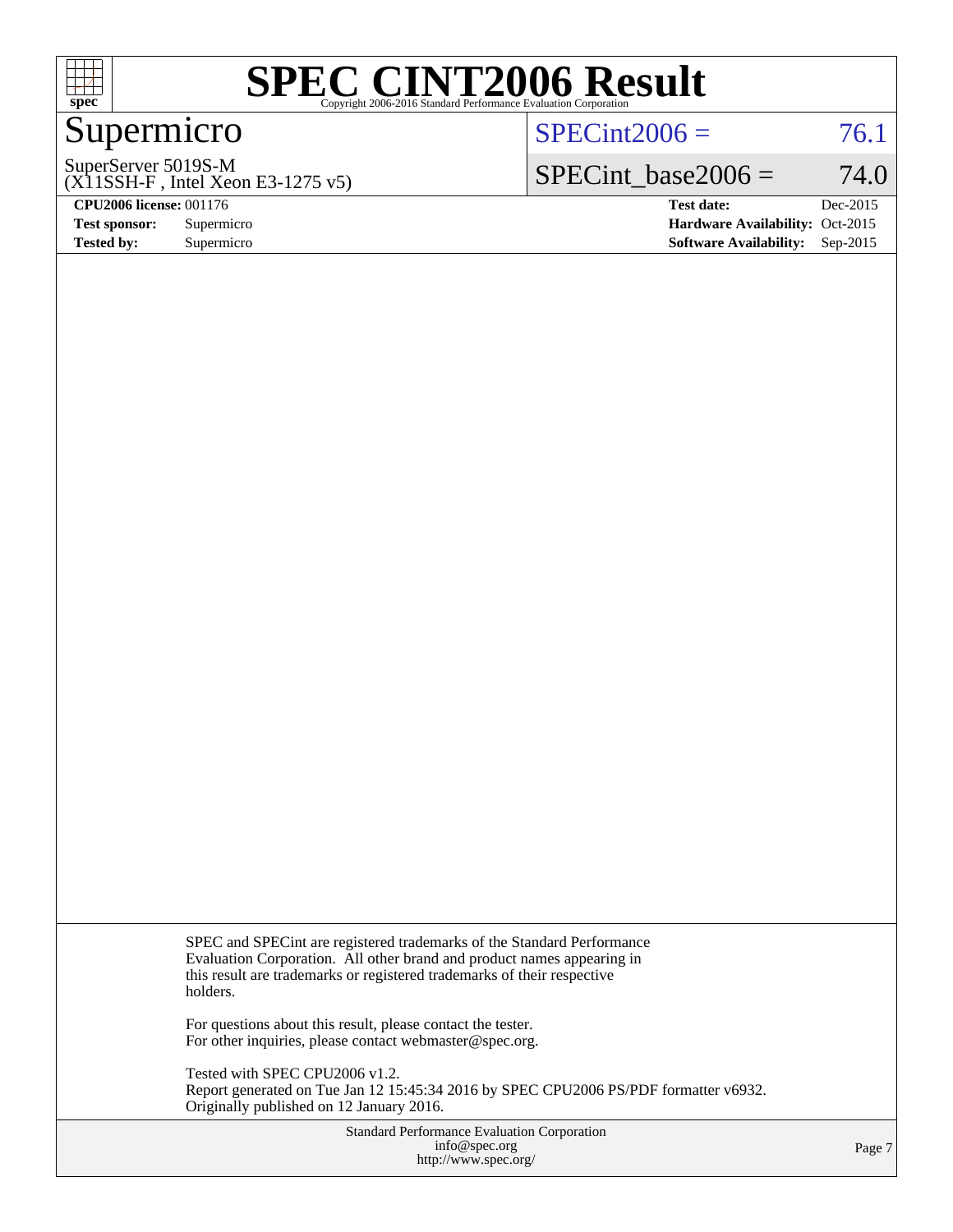SPEC and SPECint are registered trademarks of the Standard Performance Evaluation Corporation. All other brand and product names appearing in this result are trademarks or registered trademarks of their respective holders.

For questions about this result, please contact the tester.
For other inquiries, please contact webmaster@spec.org.

Tested with SPEC CPU2006 v1.2.
Report generated on Tue Jan 12 15:45:34 2016 by SPEC CPU2006 PS/PDF formatter v6932.
Originally published on 12 January 2016.